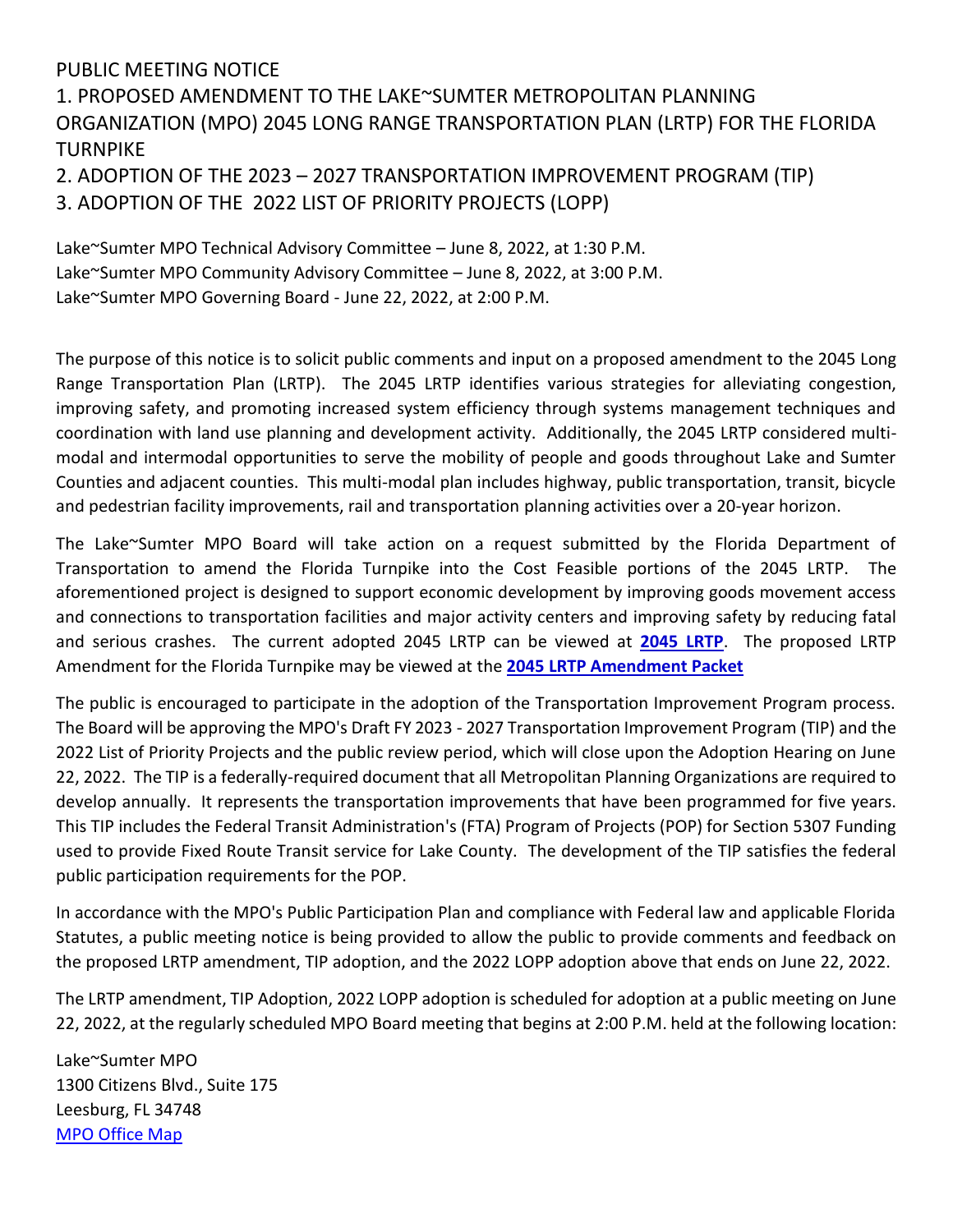# PUBLIC MEETING NOTICE

## 1. PROPOSED AMENDMENT TO THE LAKE~SUMTER METROPOLITAN PLANNING ORGANIZATION (MPO) 2045 LONG RANGE TRANSPORTATION PLAN (LRTP) FOR THE FLORIDA TURNPIKE

## 2. ADOPTION OF THE 2023 – 2027 TRANSPORTATION IMPROVEMENT PROGRAM (TIP)

## 3. ADOPTION OF THE 2022 LIST OF PRIORITY PROJECTS (LOPP)

Lake~Sumter MPO Technical Advisory Committee – June 8, 2022, at 1:30 P.M.
Lake~Sumter MPO Community Advisory Committee – June 8, 2022, at 3:00 P.M.
Lake~Sumter MPO Governing Board - June 22, 2022, at 2:00 P.M.

The purpose of this notice is to solicit public comments and input on a proposed amendment to the 2045 Long Range Transportation Plan (LRTP). The 2045 LRTP identifies various strategies for alleviating congestion, improving safety, and promoting increased system efficiency through systems management techniques and coordination with land use planning and development activity. Additionally, the 2045 LRTP considered multi-modal and intermodal opportunities to serve the mobility of people and goods throughout Lake and Sumter Counties and adjacent counties. This multi-modal plan includes highway, public transportation, transit, bicycle and pedestrian facility improvements, rail and transportation planning activities over a 20-year horizon.

The Lake~Sumter MPO Board will take action on a request submitted by the Florida Department of Transportation to amend the Florida Turnpike into the Cost Feasible portions of the 2045 LRTP. The aforementioned project is designed to support economic development by improving goods movement access and connections to transportation facilities and major activity centers and improving safety by reducing fatal and serious crashes. The current adopted 2045 LRTP can be viewed at **2045 LRTP**. The proposed LRTP Amendment for the Florida Turnpike may be viewed at the **2045 LRTP Amendment Packet**

The public is encouraged to participate in the adoption of the Transportation Improvement Program process. The Board will be approving the MPO's Draft FY 2023 - 2027 Transportation Improvement Program (TIP) and the 2022 List of Priority Projects and the public review period, which will close upon the Adoption Hearing on June 22, 2022. The TIP is a federally-required document that all Metropolitan Planning Organizations are required to develop annually. It represents the transportation improvements that have been programmed for five years. This TIP includes the Federal Transit Administration's (FTA) Program of Projects (POP) for Section 5307 Funding used to provide Fixed Route Transit service for Lake County. The development of the TIP satisfies the federal public participation requirements for the POP.

In accordance with the MPO's Public Participation Plan and compliance with Federal law and applicable Florida Statutes, a public meeting notice is being provided to allow the public to provide comments and feedback on the proposed LRTP amendment, TIP adoption, and the 2022 LOPP adoption above that ends on June 22, 2022.

The LRTP amendment, TIP Adoption, 2022 LOPP adoption is scheduled for adoption at a public meeting on June 22, 2022, at the regularly scheduled MPO Board meeting that begins at 2:00 P.M. held at the following location:

Lake~Sumter MPO
1300 Citizens Blvd., Suite 175
Leesburg, FL 34748
MPO Office Map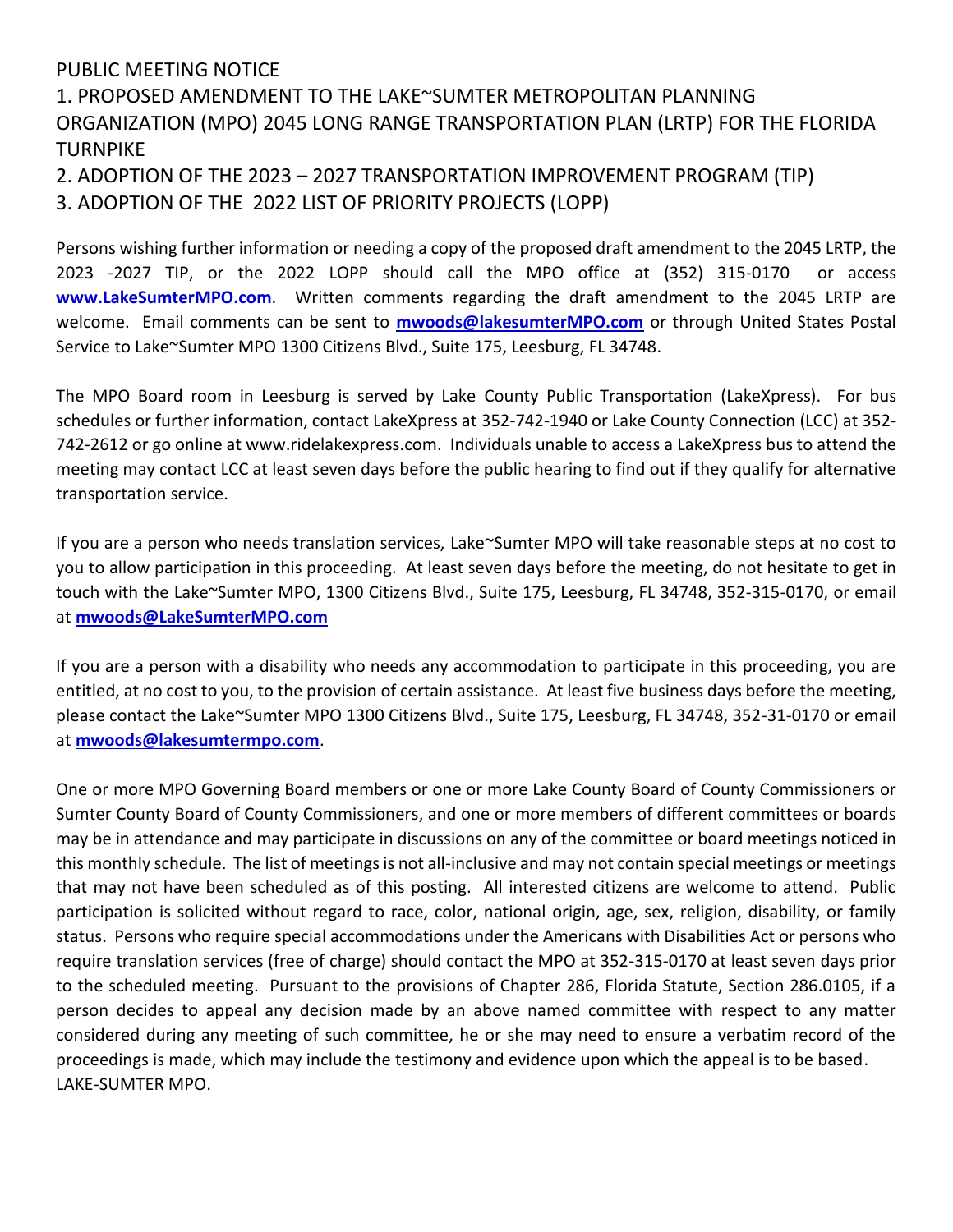# PUBLIC MEETING NOTICE

## 1. PROPOSED AMENDMENT TO THE LAKE~SUMTER METROPOLITAN PLANNING ORGANIZATION (MPO) 2045 LONG RANGE TRANSPORTATION PLAN (LRTP) FOR THE FLORIDA TURNPIKE

## 2. ADOPTION OF THE 2023 – 2027 TRANSPORTATION IMPROVEMENT PROGRAM (TIP)

## 3. ADOPTION OF THE 2022 LIST OF PRIORITY PROJECTS (LOPP)

Persons wishing further information or needing a copy of the proposed draft amendment to the 2045 LRTP, the 2023 -2027 TIP, or the 2022 LOPP should call the MPO office at (352) 315-0170 or access **www.LakeSumterMPO.com**. Written comments regarding the draft amendment to the 2045 LRTP are welcome. Email comments can be sent to **mwoods@lakesumterMPO.com** or through United States Postal Service to Lake~Sumter MPO 1300 Citizens Blvd., Suite 175, Leesburg, FL 34748.

The MPO Board room in Leesburg is served by Lake County Public Transportation (LakeXpress). For bus schedules or further information, contact LakeXpress at 352-742-1940 or Lake County Connection (LCC) at 352-742-2612 or go online at www.ridelakexpress.com. Individuals unable to access a LakeXpress bus to attend the meeting may contact LCC at least seven days before the public hearing to find out if they qualify for alternative transportation service.

If you are a person who needs translation services, Lake~Sumter MPO will take reasonable steps at no cost to you to allow participation in this proceeding. At least seven days before the meeting, do not hesitate to get in touch with the Lake~Sumter MPO, 1300 Citizens Blvd., Suite 175, Leesburg, FL 34748, 352-315-0170, or email at **mwoods@LakeSumterMPO.com**

If you are a person with a disability who needs any accommodation to participate in this proceeding, you are entitled, at no cost to you, to the provision of certain assistance. At least five business days before the meeting, please contact the Lake~Sumter MPO 1300 Citizens Blvd., Suite 175, Leesburg, FL 34748, 352-31-0170 or email at **mwoods@lakesumtermpo.com**.

One or more MPO Governing Board members or one or more Lake County Board of County Commissioners or Sumter County Board of County Commissioners, and one or more members of different committees or boards may be in attendance and may participate in discussions on any of the committee or board meetings noticed in this monthly schedule. The list of meetings is not all-inclusive and may not contain special meetings or meetings that may not have been scheduled as of this posting. All interested citizens are welcome to attend. Public participation is solicited without regard to race, color, national origin, age, sex, religion, disability, or family status. Persons who require special accommodations under the Americans with Disabilities Act or persons who require translation services (free of charge) should contact the MPO at 352-315-0170 at least seven days prior to the scheduled meeting. Pursuant to the provisions of Chapter 286, Florida Statute, Section 286.0105, if a person decides to appeal any decision made by an above named committee with respect to any matter considered during any meeting of such committee, he or she may need to ensure a verbatim record of the proceedings is made, which may include the testimony and evidence upon which the appeal is to be based.
LAKE-SUMTER MPO.